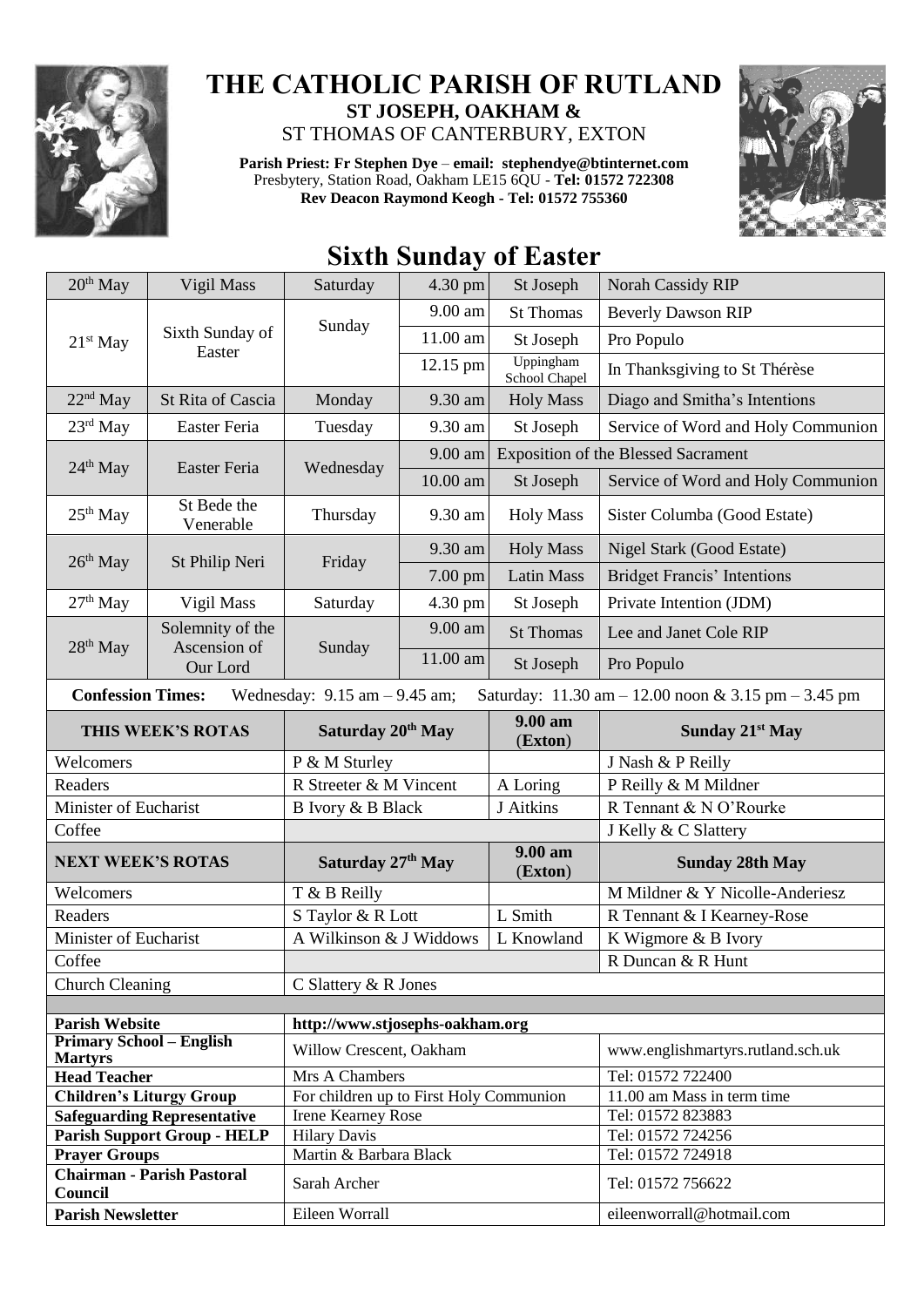# THE CATHOLIC PARISH OF RUTLAND

**ST JOSEPH, OAKHAM &**

ST THOMAS OF CANTERBURY, EXTON

**Parish Priest: Fr Stephen Dye** – **email: stephendye@btinternet.com**
Presbytery, Station Road, Oakham LE15 6QU - **Tel: 01572 722308**
**Rev Deacon Raymond Keogh - Tel: 01572 755360**

## Sixth Sunday of Easter

| | | | | | |
|---|---|---|---|---|---|
| 20th May | Vigil Mass | Saturday | 4.30 pm | St Joseph | Norah Cassidy RIP |
| 21st May | Sixth Sunday of Easter | Sunday | 9.00 am | St Thomas | Beverly Dawson RIP |
| | | | 11.00 am | St Joseph | Pro Populo |
| | | | 12.15 pm | Uppingham School Chapel | In Thanksgiving to St Thérèse |
| 22nd May | St Rita of Cascia | Monday | 9.30 am | Holy Mass | Diago and Smitha's Intentions |
| 23rd May | Easter Feria | Tuesday | 9.30 am | St Joseph | Service of Word and Holy Communion |
| 24th May | Easter Feria | Wednesday | 9.00 am | Exposition of the Blessed Sacrament | |
| | | | 10.00 am | St Joseph | Service of Word and Holy Communion |
| 25th May | St Bede the Venerable | Thursday | 9.30 am | Holy Mass | Sister Columba (Good Estate) |
| 26th May | St Philip Neri | Friday | 9.30 am | Holy Mass | Nigel Stark (Good Estate) |
| | | | 7.00 pm | Latin Mass | Bridget Francis' Intentions |
| 27th May | Vigil Mass | Saturday | 4.30 pm | St Joseph | Private Intention (JDM) |
| 28th May | Solemnity of the Ascension of Our Lord | Sunday | 9.00 am | St Thomas | Lee and Janet Cole RIP |
| | | | 11.00 am | St Joseph | Pro Populo |

**Confession Times:** Wednesday: 9.15 am – 9.45 am; Saturday: 11.30 am – 12.00 noon & 3.15 pm – 3.45 pm

| THIS WEEK'S ROTAS | Saturday 20th May | 9.00 am (Exton) | Sunday 21st May |
|---|---|---|---|
| Welcomers | P & M Sturley | | J Nash & P Reilly |
| Readers | R Streeter & M Vincent | A Loring | P Reilly & M Mildner |
| Minister of Eucharist | B Ivory & B Black | J Aitkins | R Tennant & N O'Rourke |
| Coffee | | | J Kelly & C Slattery |
| **NEXT WEEK'S ROTAS** | **Saturday 27th May** | **9.00 am (Exton)** | **Sunday 28th May** |
| Welcomers | T & B Reilly | | M Mildner & Y Nicolle-Anderiesz |
| Readers | S Taylor & R Lott | L Smith | R Tennant & I Kearney-Rose |
| Minister of Eucharist | A Wilkinson & J Widdows | L Knowland | K Wigmore & B Ivory |
| Coffee | | | R Duncan & R Hunt |
| Church Cleaning | C Slattery & R Jones | | |

| | | |
|---|---|---|
| **Parish Website** | http://www.stjosephs-oakham.org | |
| **Primary School – English Martyrs** | Willow Crescent, Oakham | www.englishmartyrs.rutland.sch.uk |
| **Head Teacher** | Mrs A Chambers | Tel: 01572 722400 |
| **Children's Liturgy Group** | For children up to First Holy Communion | 11.00 am Mass in term time |
| **Safeguarding Representative** | Irene Kearney Rose | Tel: 01572 823883 |
| **Parish Support Group - HELP** | Hilary Davis | Tel: 01572 724256 |
| **Prayer Groups** | Martin & Barbara Black | Tel: 01572 724918 |
| **Chairman - Parish Pastoral Council** | Sarah Archer | Tel: 01572 756622 |
| **Parish Newsletter** | Eileen Worrall | eileenworrall@hotmail.com |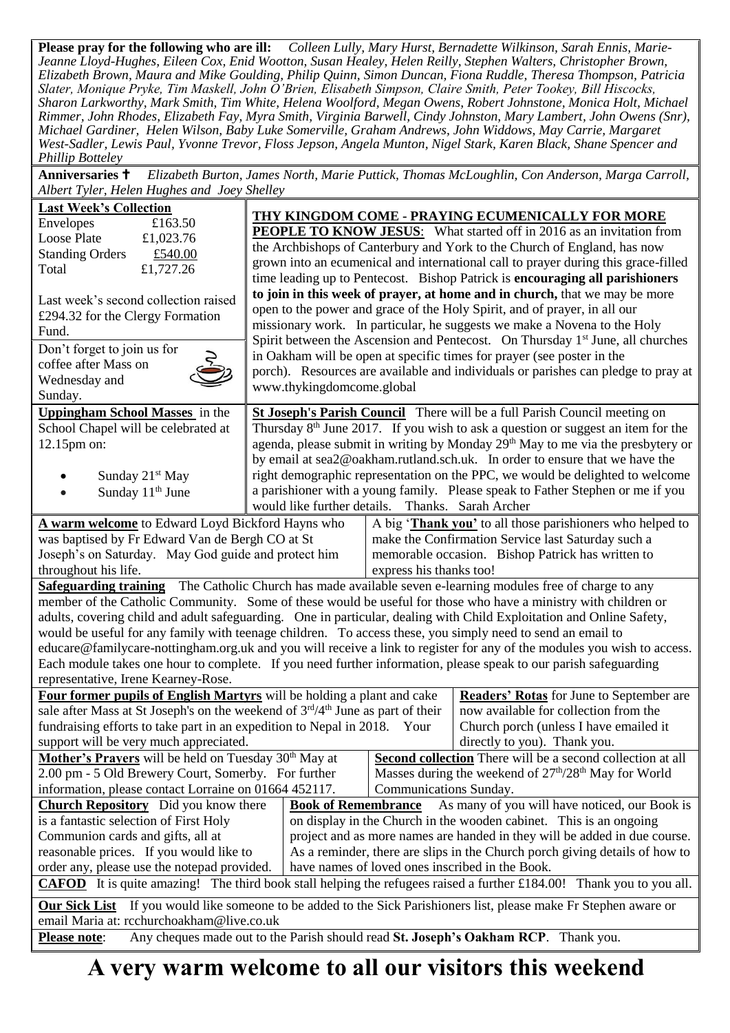**Please pray for the following who are ill:** *Colleen Lully, Mary Hurst, Bernadette Wilkinson, Sarah Ennis, Marie-Jeanne Lloyd-Hughes, Eileen Cox, Enid Wootton, Susan Healey, Helen Reilly, Stephen Walters, Christopher Brown, Elizabeth Brown, Maura and Mike Goulding, Philip Quinn, Simon Duncan, Fiona Ruddle, Theresa Thompson, Patricia Slater, Monique Pryke, Tim Maskell, John O'Brien, Elisabeth Simpson, Claire Smith, Peter Tookey, Bill Hiscocks, Sharon Larkworthy, Mark Smith, Tim White, Helena Woolford, Megan Owens, Robert Johnstone, Monica Holt, Michael Rimmer, John Rhodes, Elizabeth Fay, Myra Smith, Virginia Barwell, Cindy Johnston, Mary Lambert, John Owens (Snr), Michael Gardiner, Helen Wilson, Baby Luke Somerville, Graham Andrews, John Widdows, May Carrie, Margaret West-Sadler, Lewis Paul, Yvonne Trevor, Floss Jepson, Angela Munton, Nigel Stark, Karen Black, Shane Spencer and Phillip Botteley*

**Anniversaries ✝** *Elizabeth Burton, James North, Marie Puttick, Thomas McLoughlin, Con Anderson, Marga Carroll, Albert Tyler, Helen Hughes and Joey Shelley*

**Last Week's Collection**

| | |
|---|---|
| Envelopes | £163.50 |
| Loose Plate | £1,023.76 |
| Standing Orders | £540.00 |
| Total | £1,727.26 |

Last week's second collection raised £294.32 for the Clergy Formation Fund.

Don't forget to join us for coffee after Mass on Wednesday and Sunday.

**THY KINGDOM COME - PRAYING ECUMENICALLY FOR MORE PEOPLE TO KNOW JESUS**: What started off in 2016 as an invitation from the Archbishops of Canterbury and York to the Church of England, has now grown into an ecumenical and international call to prayer during this grace-filled time leading up to Pentecost. Bishop Patrick is **encouraging all parishioners to join in this week of prayer, at home and in church,** that we may be more open to the power and grace of the Holy Spirit, and of prayer, in all our missionary work. In particular, he suggests we make a Novena to the Holy Spirit between the Ascension and Pentecost. On Thursday 1st June, all churches in Oakham will be open at specific times for prayer (see poster in the porch). Resources are available and individuals or parishes can pledge to pray at www.thykingdomcome.global

**Uppingham School Masses** in the School Chapel will be celebrated at 12.15pm on:

- Sunday 21st May
- Sunday 11th June

**St Joseph's Parish Council** There will be a full Parish Council meeting on Thursday 8th June 2017. If you wish to ask a question or suggest an item for the agenda, please submit in writing by Monday 29th May to me via the presbytery or by email at sea2@oakham.rutland.sch.uk. In order to ensure that we have the right demographic representation on the PPC, we would be delighted to welcome a parishioner with a young family. Please speak to Father Stephen or me if you would like further details. Thanks. Sarah Archer

**A warm welcome** to Edward Loyd Bickford Hayns who was baptised by Fr Edward Van de Bergh CO at St Joseph's on Saturday. May God guide and protect him throughout his life.

A big '**Thank you**' to all those parishioners who helped to make the Confirmation Service last Saturday such a memorable occasion. Bishop Patrick has written to express his thanks too!

**Safeguarding training** The Catholic Church has made available seven e-learning modules free of charge to any member of the Catholic Community. Some of these would be useful for those who have a ministry with children or adults, covering child and adult safeguarding. One in particular, dealing with Child Exploitation and Online Safety, would be useful for any family with teenage children. To access these, you simply need to send an email to educare@familycare-nottingham.org.uk and you will receive a link to register for any of the modules you wish to access. Each module takes one hour to complete. If you need further information, please speak to our parish safeguarding representative, Irene Kearney-Rose.

**Four former pupils of English Martyrs** will be holding a plant and cake sale after Mass at St Joseph's on the weekend of 3rd/4th June as part of their fundraising efforts to take part in an expedition to Nepal in 2018. Your support will be very much appreciated.

**Readers' Rotas** for June to September are now available for collection from the Church porch (unless I have emailed it directly to you). Thank you.

**Mother's Prayers** will be held on Tuesday 30th May at 2.00 pm - 5 Old Brewery Court, Somerby. For further information, please contact Lorraine on 01664 452117.

**Second collection** There will be a second collection at all Masses during the weekend of 27th/28th May for World Communications Sunday.

**Church Repository** Did you know there is a fantastic selection of First Holy Communion cards and gifts, all at reasonable prices. If you would like to order any, please use the notepad provided.

**Book of Remembrance** As many of you will have noticed, our Book is on display in the Church in the wooden cabinet. This is an ongoing project and as more names are handed in they will be added in due course. As a reminder, there are slips in the Church porch giving details of how to have names of loved ones inscribed in the Book.

**CAFOD** It is quite amazing! The third book stall helping the refugees raised a further £184.00! Thank you to you all.

**Our Sick List** If you would like someone to be added to the Sick Parishioners list, please make Fr Stephen aware or email Maria at: rcchurchoakham@live.co.uk

**Please note**: Any cheques made out to the Parish should read **St. Joseph's Oakham RCP**. Thank you.

# A very warm welcome to all our visitors this weekend